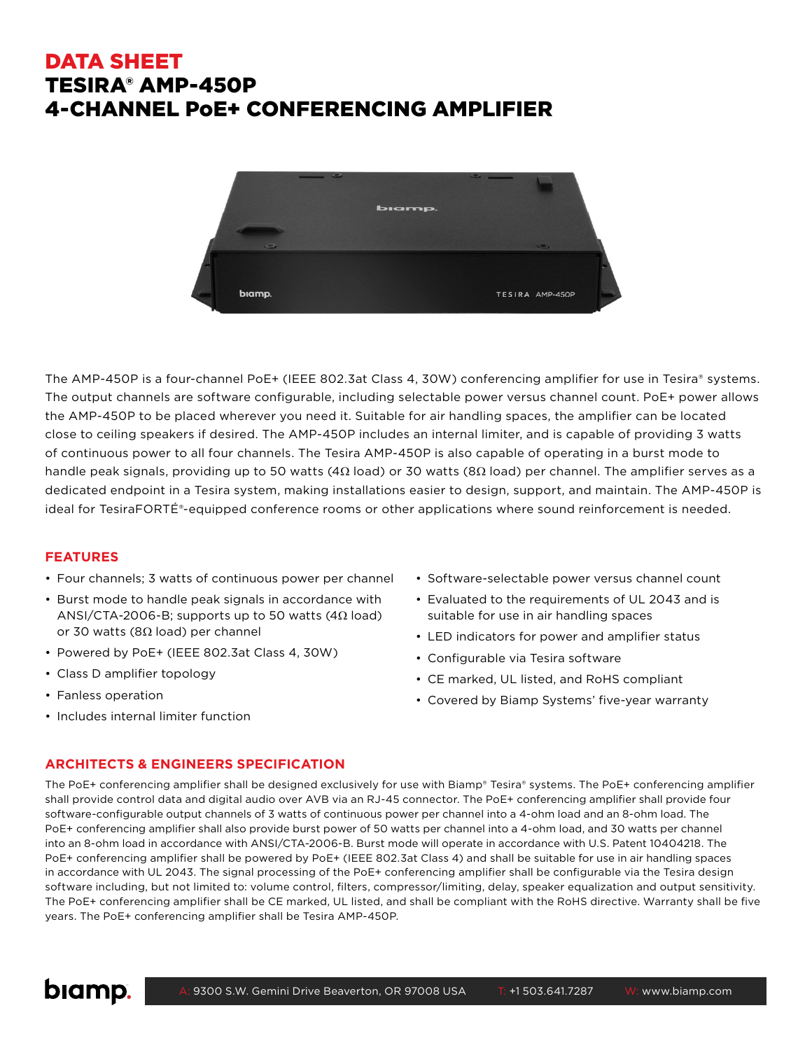# DATA SHEET
# TESIRA® AMP-450P
# 4-CHANNEL PoE+ CONFERENCING AMPLIFIER

The AMP-450P is a four-channel PoE+ (IEEE 802.3at Class 4, 30W) conferencing amplifier for use in Tesira® systems. The output channels are software configurable, including selectable power versus channel count. PoE+ power allows the AMP-450P to be placed wherever you need it. Suitable for air handling spaces, the amplifier can be located close to ceiling speakers if desired. The AMP-450P includes an internal limiter, and is capable of providing 3 watts of continuous power to all four channels. The Tesira AMP-450P is also capable of operating in a burst mode to handle peak signals, providing up to 50 watts (4Ω load) or 30 watts (8Ω load) per channel. The amplifier serves as a dedicated endpoint in a Tesira system, making installations easier to design, support, and maintain. The AMP-450P is ideal for TesiraFORTÉ®-equipped conference rooms or other applications where sound reinforcement is needed.

## FEATURES

- Four channels; 3 watts of continuous power per channel
- Burst mode to handle peak signals in accordance with ANSI/CTA-2006-B; supports up to 50 watts (4Ω load) or 30 watts (8Ω load) per channel
- Powered by PoE+ (IEEE 802.3at Class 4, 30W)
- Class D amplifier topology
- Fanless operation
- Includes internal limiter function
- Software-selectable power versus channel count
- Evaluated to the requirements of UL 2043 and is suitable for use in air handling spaces
- LED indicators for power and amplifier status
- Configurable via Tesira software
- CE marked, UL listed, and RoHS compliant
- Covered by Biamp Systems' five-year warranty

## ARCHITECTS & ENGINEERS SPECIFICATION

The PoE+ conferencing amplifier shall be designed exclusively for use with Biamp® Tesira® systems. The PoE+ conferencing amplifier shall provide control data and digital audio over AVB via an RJ-45 connector. The PoE+ conferencing amplifier shall provide four software-configurable output channels of 3 watts of continuous power per channel into a 4-ohm load and an 8-ohm load. The PoE+ conferencing amplifier shall also provide burst power of 50 watts per channel into a 4-ohm load, and 30 watts per channel into an 8-ohm load in accordance with ANSI/CTA-2006-B. Burst mode will operate in accordance with U.S. Patent 10404218. The PoE+ conferencing amplifier shall be powered by PoE+ (IEEE 802.3at Class 4) and shall be suitable for use in air handling spaces in accordance with UL 2043. The signal processing of the PoE+ conferencing amplifier shall be configurable via the Tesira design software including, but not limited to: volume control, filters, compressor/limiting, delay, speaker equalization and output sensitivity. The PoE+ conferencing amplifier shall be CE marked, UL listed, and shall be compliant with the RoHS directive. Warranty shall be five years. The PoE+ conferencing amplifier shall be Tesira AMP-450P.

A: 9300 S.W. Gemini Drive Beaverton, OR 97008 USA T: +1 503.641.7287 W: www.biamp.com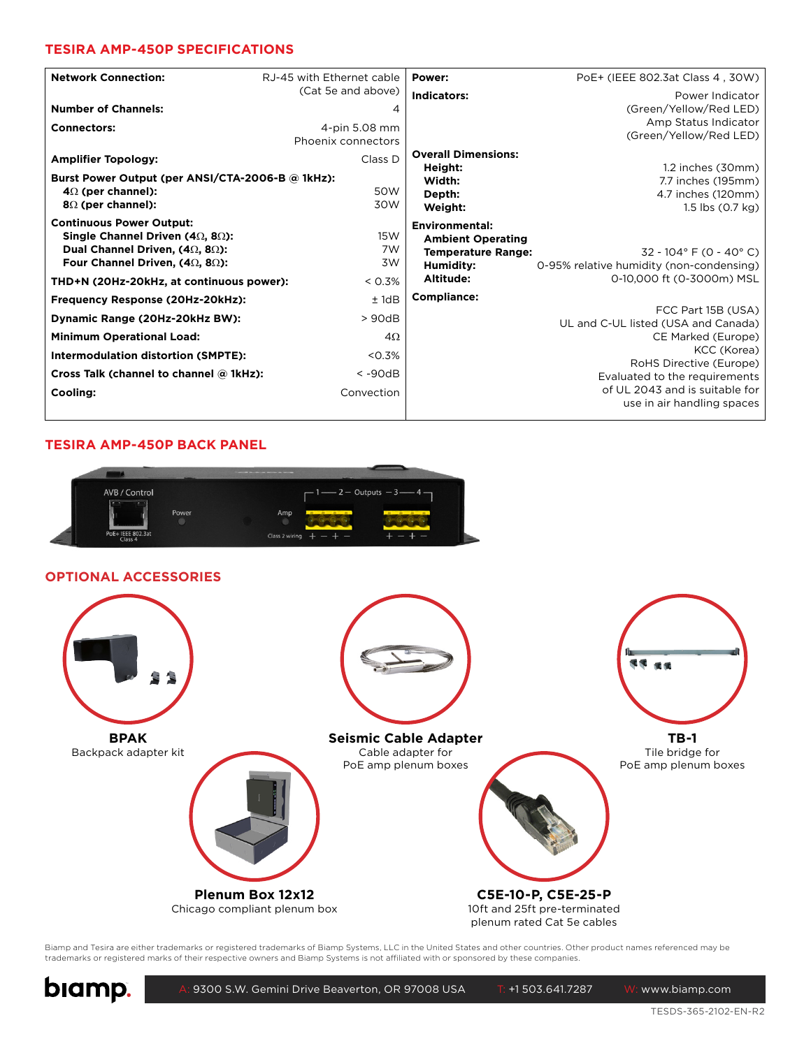## TESIRA AMP-450P SPECIFICATIONS

| | |
|---|---|
| **Network Connection:** | RJ-45 with Ethernet cable (Cat 5e and above) |
| **Number of Channels:** | 4 |
| **Connectors:** | 4-pin 5.08 mm Phoenix connectors |
| **Amplifier Topology:** | Class D |
| **Burst Power Output (per ANSI/CTA-2006-B @ 1kHz):** | |
| **4Ω (per channel):** | 50W |
| **8Ω (per channel):** | 30W |
| **Continuous Power Output:** | |
| **Single Channel Driven (4Ω, 8Ω):** | 15W |
| **Dual Channel Driven, (4Ω, 8Ω):** | 7W |
| **Four Channel Driven, (4Ω, 8Ω):** | 3W |
| **THD+N (20Hz-20kHz, at continuous power):** | < 0.3% |
| **Frequency Response (20Hz-20kHz):** | ± 1dB |
| **Dynamic Range (20Hz-20kHz BW):** | > 90dB |
| **Minimum Operational Load:** | 4Ω |
| **Intermodulation distortion (SMPTE):** | <0.3% |
| **Cross Talk (channel to channel @ 1kHz):** | < -90dB |
| **Cooling:** | Convection |
| **Power:** | PoE+ (IEEE 802.3at Class 4 , 30W) |
| **Indicators:** | Power Indicator (Green/Yellow/Red LED) Amp Status Indicator (Green/Yellow/Red LED) |
| **Overall Dimensions:** | |
| **Height:** | 1.2 inches (30mm) |
| **Width:** | 7.7 inches (195mm) |
| **Depth:** | 4.7 inches (120mm) |
| **Weight:** | 1.5 lbs (0.7 kg) |
| **Environmental:** | |
| **Ambient Operating Temperature Range:** | 32 - 104° F (0 - 40° C) |
| **Humidity:** | 0-95% relative humidity (non-condensing) |
| **Altitude:** | 0-10,000 ft (0-3000m) MSL |
| **Compliance:** | FCC Part 15B (USA)<br>UL and C-UL listed (USA and Canada)<br>CE Marked (Europe)<br>KCC (Korea)<br>RoHS Directive (Europe)<br>Evaluated to the requirements of UL 2043 and is suitable for use in air handling spaces |

## TESIRA AMP-450P BACK PANEL

AVB / Control
Power
Amp
PoE+ IEEE 802.3at Class 4
Class 2 wiring
1 — 2 — Outputs — 3 — 4
\+ − + − + − + −

## OPTIONAL ACCESSORIES

**BPAK**
Backpack adapter kit

**Seismic Cable Adapter**
Cable adapter for PoE amp plenum boxes

**TB-1**
Tile bridge for PoE amp plenum boxes

**Plenum Box 12x12**
Chicago compliant plenum box

**C5E-10-P, C5E-25-P**
10ft and 25ft pre-terminated plenum rated Cat 5e cables

Biamp and Tesira are either trademarks or registered trademarks of Biamp Systems, LLC in the United States and other countries. Other product names referenced may be trademarks or registered marks of their respective owners and Biamp Systems is not affiliated with or sponsored by these companies.

biamp.

A: 9300 S.W. Gemini Drive Beaverton, OR 97008 USA T: +1 503.641.7287 W: www.biamp.com

TESDS-365-2102-EN-R2